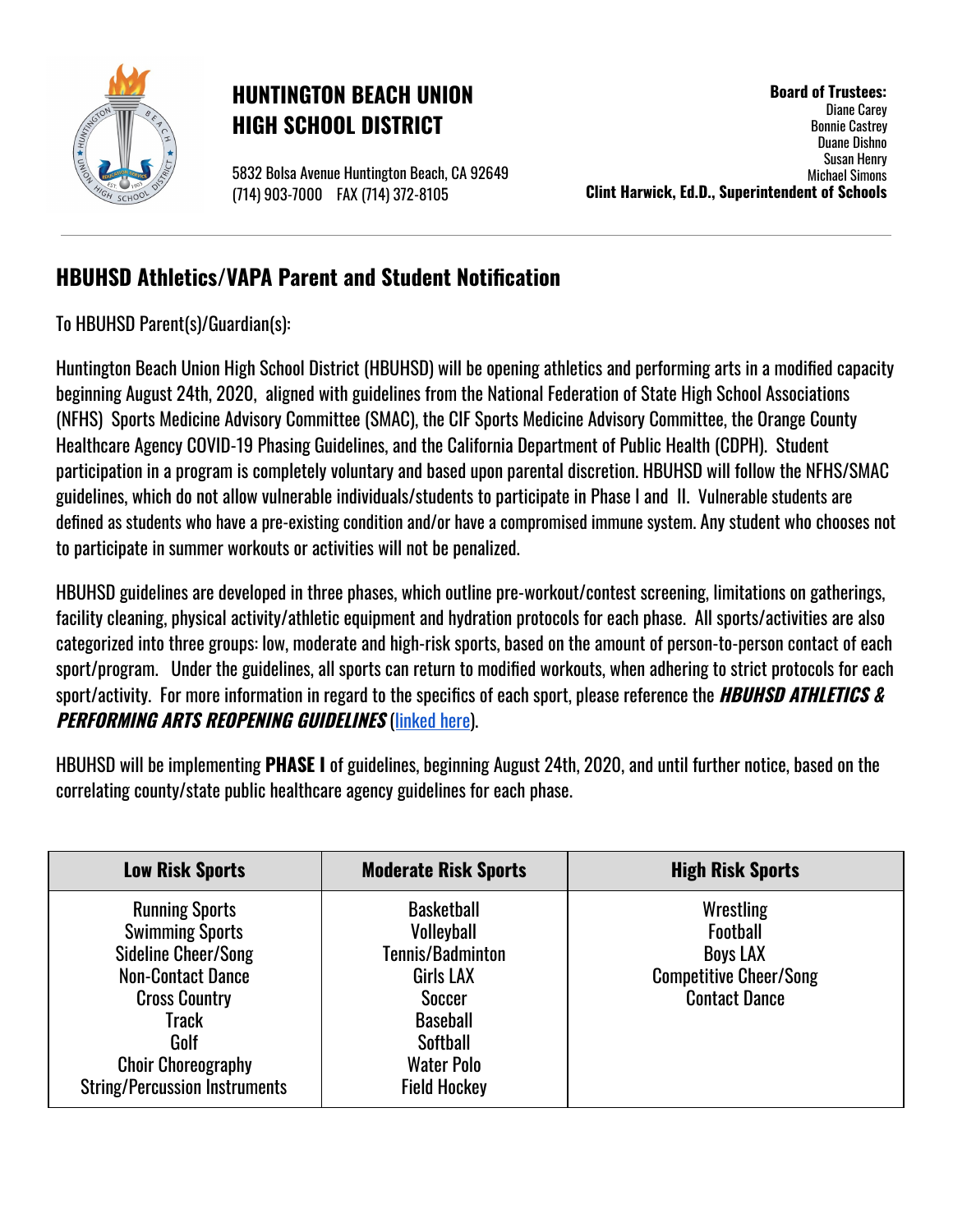# HUNTINGTON BEACH UNION HIGH SCHOOL DISTRICT

5832 Bolsa Avenue Huntington Beach, CA 92649
(714) 903-7000 FAX (714) 372-8105

**Board of Trustees:**
Diane Carey
Bonnie Castrey
Duane Dishno
Susan Henry
Michael Simons
**Clint Harwick, Ed.D., Superintendent of Schools**

---

## HBUHSD Athletics/VAPA Parent and Student Notification

To HBUHSD Parent(s)/Guardian(s):

Huntington Beach Union High School District (HBUHSD) will be opening athletics and performing arts in a modified capacity beginning August 24th, 2020, aligned with guidelines from the National Federation of State High School Associations (NFHS) Sports Medicine Advisory Committee (SMAC), the CIF Sports Medicine Advisory Committee, the Orange County Healthcare Agency COVID-19 Phasing Guidelines, and the California Department of Public Health (CDPH). Student participation in a program is completely voluntary and based upon parental discretion. HBUHSD will follow the NFHS/SMAC guidelines, which do not allow vulnerable individuals/students to participate in Phase I and II. Vulnerable students are defined as students who have a pre-existing condition and/or have a compromised immune system. Any student who chooses not to participate in summer workouts or activities will not be penalized.

HBUHSD guidelines are developed in three phases, which outline pre-workout/contest screening, limitations on gatherings, facility cleaning, physical activity/athletic equipment and hydration protocols for each phase. All sports/activities are also categorized into three groups: low, moderate and high-risk sports, based on the amount of person-to-person contact of each sport/program. Under the guidelines, all sports can return to modified workouts, when adhering to strict protocols for each sport/activity. For more information in regard to the specifics of each sport, please reference the ***HBUHSD ATHLETICS & PERFORMING ARTS REOPENING GUIDELINES*** (linked here).

HBUHSD will be implementing **PHASE I** of guidelines, beginning August 24th, 2020, and until further notice, based on the correlating county/state public healthcare agency guidelines for each phase.

| Low Risk Sports | Moderate Risk Sports | High Risk Sports |
|---|---|---|
| Running Sports<br>Swimming Sports<br>Sideline Cheer/Song<br>Non-Contact Dance<br>Cross Country<br>Track<br>Golf<br>Choir Choreography<br>String/Percussion Instruments | Basketball<br>Volleyball<br>Tennis/Badminton<br>Girls LAX<br>Soccer<br>Baseball<br>Softball<br>Water Polo<br>Field Hockey | Wrestling<br>Football<br>Boys LAX<br>Competitive Cheer/Song<br>Contact Dance |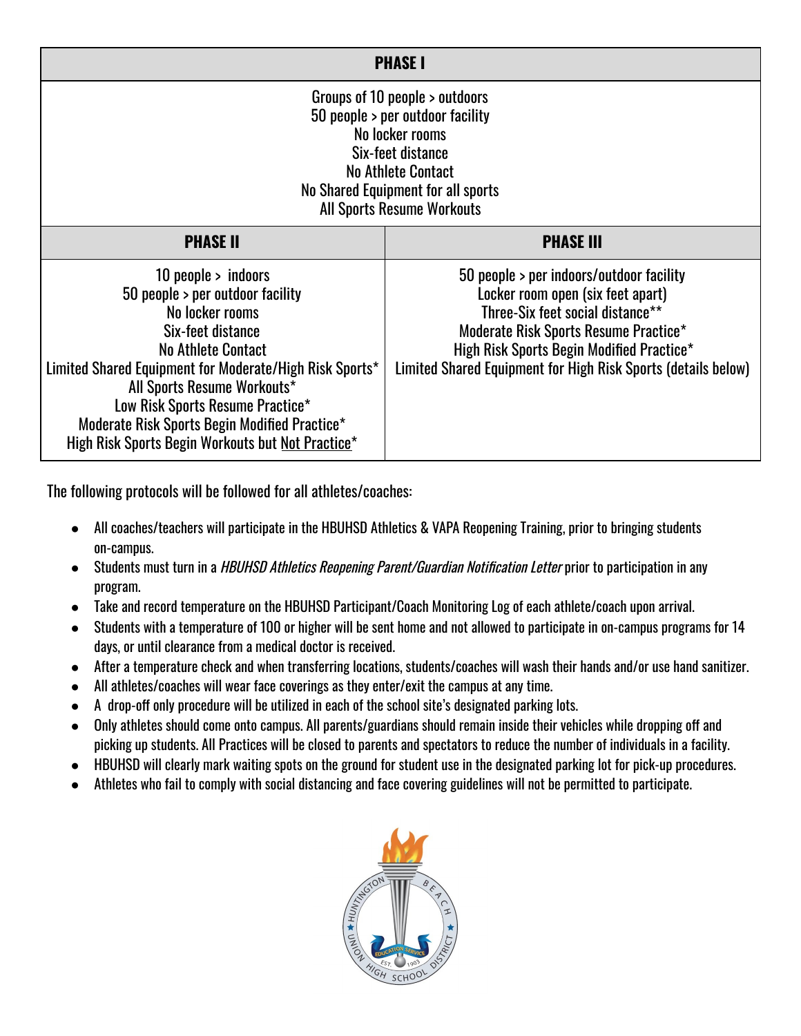| PHASE I | |
|---|---|
| Groups of 10 people > outdoors<br>50 people > per outdoor facility<br>No locker rooms<br>Six-feet distance<br>No Athlete Contact<br>No Shared Equipment for all sports<br>All Sports Resume Workouts | |
| **PHASE II** | **PHASE III** |
| 10 people > indoors<br>50 people > per outdoor facility<br>No locker rooms<br>Six-feet distance<br>No Athlete Contact<br>Limited Shared Equipment for Moderate/High Risk Sports*<br>All Sports Resume Workouts*<br>Low Risk Sports Resume Practice*<br>Moderate Risk Sports Begin Modified Practice*<br>High Risk Sports Begin Workouts but <u>Not Practice</u>* | 50 people > per indoors/outdoor facility<br>Locker room open (six feet apart)<br>Three-Six feet social distance**<br>Moderate Risk Sports Resume Practice*<br>High Risk Sports Begin Modified Practice*<br>Limited Shared Equipment for High Risk Sports (details below) |

The following protocols will be followed for all athletes/coaches:

- All coaches/teachers will participate in the HBUHSD Athletics & VAPA Reopening Training, prior to bringing students on-campus.
- Students must turn in a *HBUHSD Athletics Reopening Parent/Guardian Notification Letter* prior to participation in any program.
- Take and record temperature on the HBUHSD Participant/Coach Monitoring Log of each athlete/coach upon arrival.
- Students with a temperature of 100 or higher will be sent home and not allowed to participate in on-campus programs for 14 days, or until clearance from a medical doctor is received.
- After a temperature check and when transferring locations, students/coaches will wash their hands and/or use hand sanitizer.
- All athletes/coaches will wear face coverings as they enter/exit the campus at any time.
- A drop-off only procedure will be utilized in each of the school site's designated parking lots.
- Only athletes should come onto campus. All parents/guardians should remain inside their vehicles while dropping off and picking up students. All Practices will be closed to parents and spectators to reduce the number of individuals in a facility.
- HBUHSD will clearly mark waiting spots on the ground for student use in the designated parking lot for pick-up procedures.
- Athletes who fail to comply with social distancing and face covering guidelines will not be permitted to participate.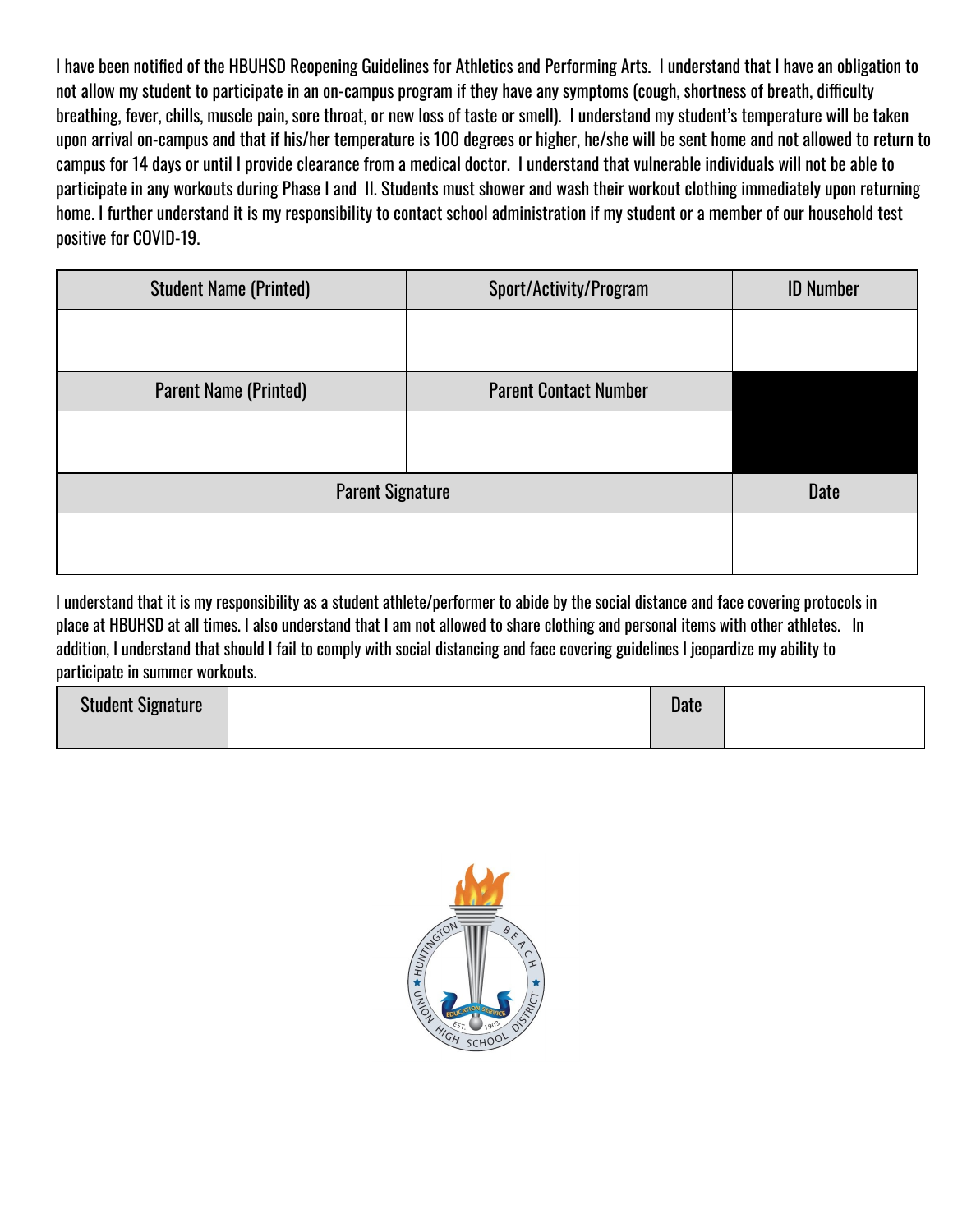I have been notified of the HBUHSD Reopening Guidelines for Athletics and Performing Arts. I understand that I have an obligation to not allow my student to participate in an on-campus program if they have any symptoms (cough, shortness of breath, difficulty breathing, fever, chills, muscle pain, sore throat, or new loss of taste or smell). I understand my student's temperature will be taken upon arrival on-campus and that if his/her temperature is 100 degrees or higher, he/she will be sent home and not allowed to return to campus for 14 days or until I provide clearance from a medical doctor. I understand that vulnerable individuals will not be able to participate in any workouts during Phase I and II. Students must shower and wash their workout clothing immediately upon returning home. I further understand it is my responsibility to contact school administration if my student or a member of our household test positive for COVID-19.

| Student Name (Printed) | Sport/Activity/Program | ID Number |
|---|---|---|
| | | |
| Parent Name (Printed) | Parent Contact Number | |
| | | |
| Parent Signature | | Date |
| | | |

I understand that it is my responsibility as a student athlete/performer to abide by the social distance and face covering protocols in place at HBUHSD at all times. I also understand that I am not allowed to share clothing and personal items with other athletes. In addition, I understand that should I fail to comply with social distancing and face covering guidelines I jeopardize my ability to participate in summer workouts.

| | | | |
|---|---|---|---|
| Student Signature | | Date | |